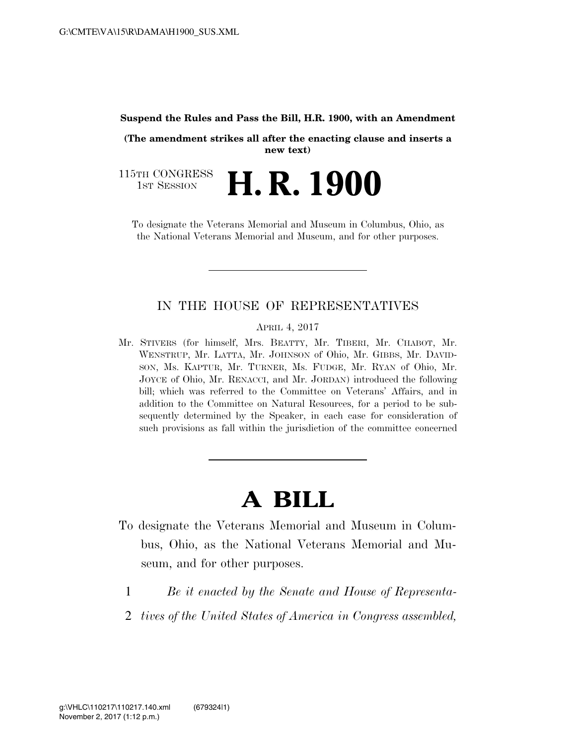**Suspend the Rules and Pass the Bill, H.R. 1900, with an Amendment**

**(The amendment strikes all after the enacting clause and inserts a new text)**

115TH CONGRESS
1ST SESSION

# H. R. 1900

To designate the Veterans Memorial and Museum in Columbus, Ohio, as the National Veterans Memorial and Museum, and for other purposes.

---

IN THE HOUSE OF REPRESENTATIVES

APRIL 4, 2017

Mr. STIVERS (for himself, Mrs. BEATTY, Mr. TIBERI, Mr. CHABOT, Mr. WENSTRUP, Mr. LATTA, Mr. JOHNSON of Ohio, Mr. GIBBS, Mr. DAVIDSON, Ms. KAPTUR, Mr. TURNER, Ms. FUDGE, Mr. RYAN of Ohio, Mr. JOYCE of Ohio, Mr. RENACCI, and Mr. JORDAN) introduced the following bill; which was referred to the Committee on Veterans' Affairs, and in addition to the Committee on Natural Resources, for a period to be subsequently determined by the Speaker, in each case for consideration of such provisions as fall within the jurisdiction of the committee concerned

---

# A BILL

To designate the Veterans Memorial and Museum in Columbus, Ohio, as the National Veterans Memorial and Museum, and for other purposes.

1 *Be it enacted by the Senate and House of Representa-*
2 *tives of the United States of America in Congress assembled,*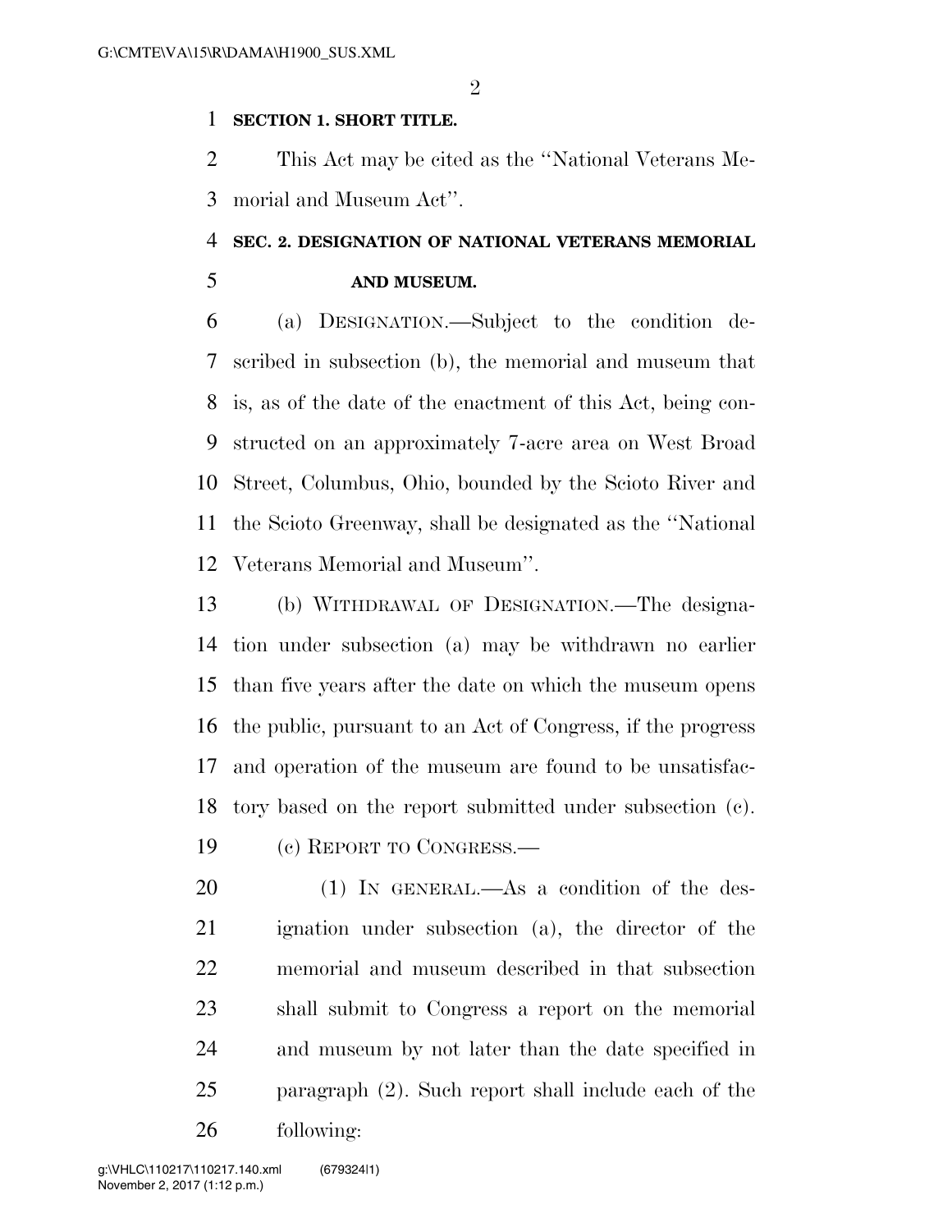**SECTION 1. SHORT TITLE.**

This Act may be cited as the "National Veterans Memorial and Museum Act".

**SEC. 2. DESIGNATION OF NATIONAL VETERANS MEMORIAL AND MUSEUM.**

(a) DESIGNATION.—Subject to the condition described in subsection (b), the memorial and museum that is, as of the date of the enactment of this Act, being constructed on an approximately 7-acre area on West Broad Street, Columbus, Ohio, bounded by the Scioto River and the Scioto Greenway, shall be designated as the "National Veterans Memorial and Museum".

(b) WITHDRAWAL OF DESIGNATION.—The designation under subsection (a) may be withdrawn no earlier than five years after the date on which the museum opens the public, pursuant to an Act of Congress, if the progress and operation of the museum are found to be unsatisfactory based on the report submitted under subsection (c).

(c) REPORT TO CONGRESS.—

(1) IN GENERAL.—As a condition of the designation under subsection (a), the director of the memorial and museum described in that subsection shall submit to Congress a report on the memorial and museum by not later than the date specified in paragraph (2). Such report shall include each of the following: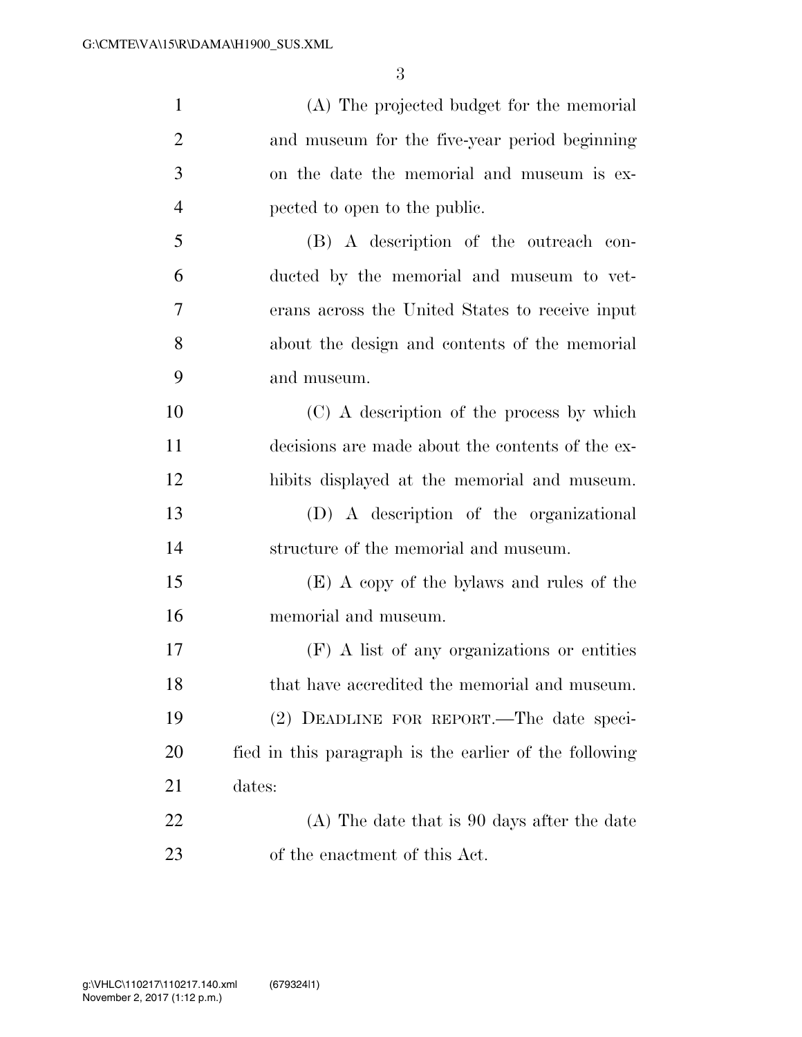(A) The projected budget for the memorial and museum for the five-year period beginning on the date the memorial and museum is expected to open to the public.

(B) A description of the outreach conducted by the memorial and museum to veterans across the United States to receive input about the design and contents of the memorial and museum.

(C) A description of the process by which decisions are made about the contents of the exhibits displayed at the memorial and museum.

(D) A description of the organizational structure of the memorial and museum.

(E) A copy of the bylaws and rules of the memorial and museum.

(F) A list of any organizations or entities that have accredited the memorial and museum.

(2) DEADLINE FOR REPORT.—The date specified in this paragraph is the earlier of the following dates:

(A) The date that is 90 days after the date of the enactment of this Act.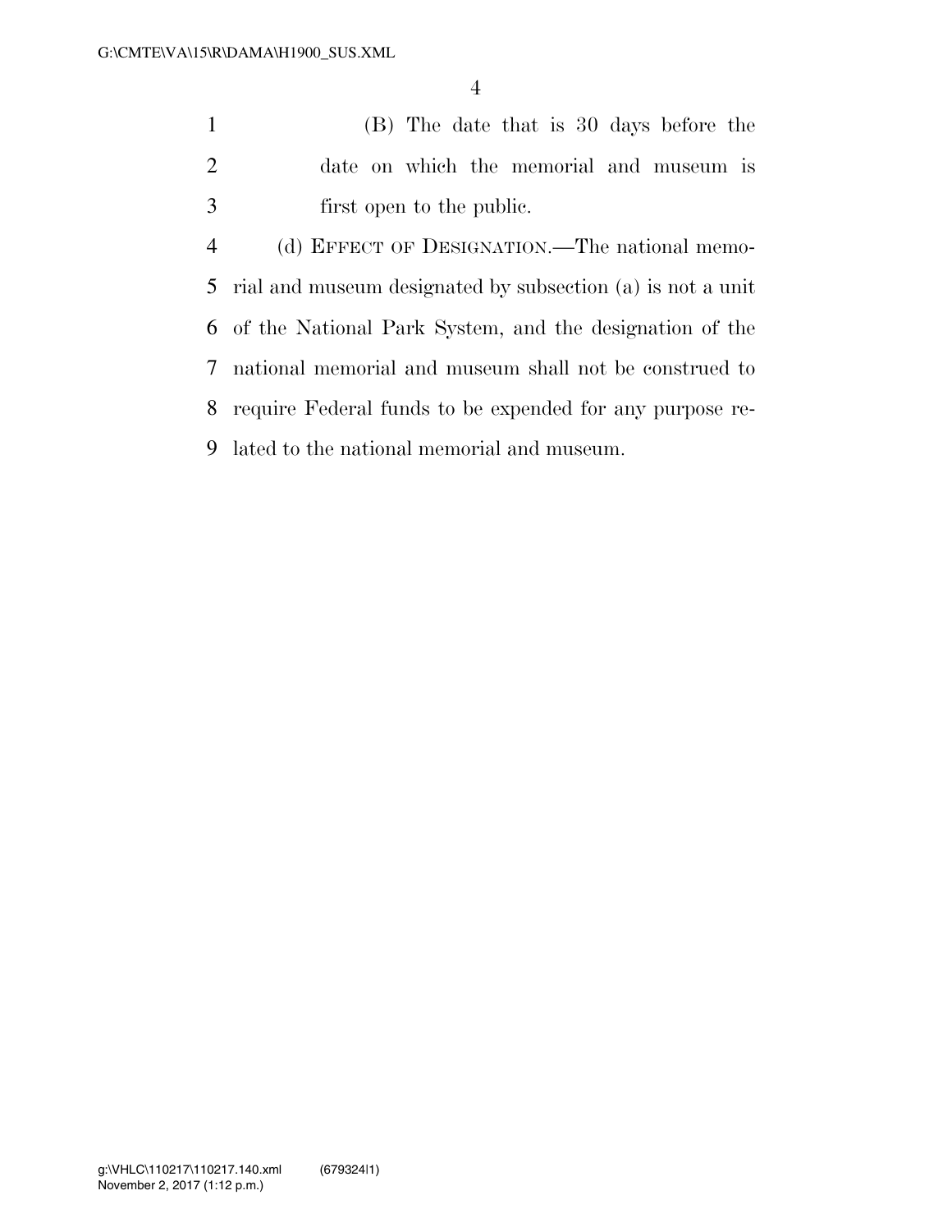(B) The date that is 30 days before the date on which the memorial and museum is first open to the public.

(d) EFFECT OF DESIGNATION.—The national memorial and museum designated by subsection (a) is not a unit of the National Park System, and the designation of the national memorial and museum shall not be construed to require Federal funds to be expended for any purpose related to the national memorial and museum.